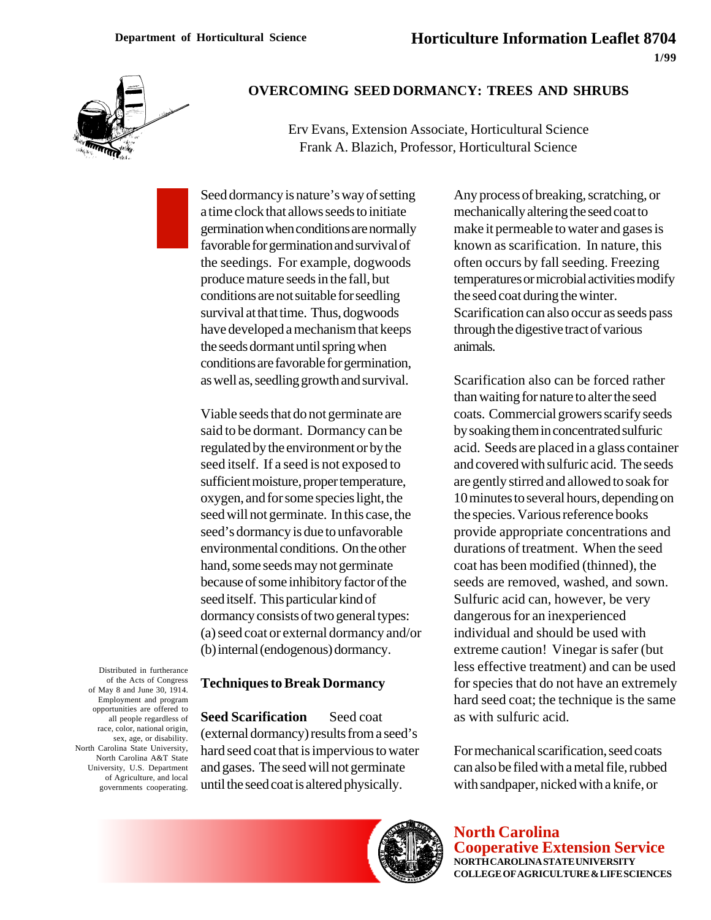Department of Horticultural Science

Horticulture Information Leaflet 8704

1/99

# OVERCOMING SEED DORMANCY: TREES AND SHRUBS

Erv Evans, Extension Associate, Horticultural Science
Frank A. Blazich, Professor, Horticultural Science

Seed dormancy is nature's way of setting a time clock that allows seeds to initiate germination when conditions are normally favorable for germination and survival of the seedings. For example, dogwoods produce mature seeds in the fall, but conditions are not suitable for seedling survival at that time. Thus, dogwoods have developed a mechanism that keeps the seeds dormant until spring when conditions are favorable for germination, as well as, seedling growth and survival.

Viable seeds that do not germinate are said to be dormant. Dormancy can be regulated by the environment or by the seed itself. If a seed is not exposed to sufficient moisture, proper temperature, oxygen, and for some species light, the seed will not germinate. In this case, the seed's dormancy is due to unfavorable environmental conditions. On the other hand, some seeds may not germinate because of some inhibitory factor of the seed itself. This particular kind of dormancy consists of two general types: (a) seed coat or external dormancy and/or (b) internal (endogenous) dormancy.

## Techniques to Break Dormancy

**Seed Scarification** Seed coat (external dormancy) results from a seed's hard seed coat that is impervious to water and gases. The seed will not germinate until the seed coat is altered physically.

Any process of breaking, scratching, or mechanically altering the seed coat to make it permeable to water and gases is known as scarification. In nature, this often occurs by fall seeding. Freezing temperatures or microbial activities modify the seed coat during the winter. Scarification can also occur as seeds pass through the digestive tract of various animals.

Scarification also can be forced rather than waiting for nature to alter the seed coats. Commercial growers scarify seeds by soaking them in concentrated sulfuric acid. Seeds are placed in a glass container and covered with sulfuric acid. The seeds are gently stirred and allowed to soak for 10 minutes to several hours, depending on the species. Various reference books provide appropriate concentrations and durations of treatment. When the seed coat has been modified (thinned), the seeds are removed, washed, and sown. Sulfuric acid can, however, be very dangerous for an inexperienced individual and should be used with extreme caution! Vinegar is safer (but less effective treatment) and can be used for species that do not have an extremely hard seed coat; the technique is the same as with sulfuric acid.

For mechanical scarification, seed coats can also be filed with a metal file, rubbed with sandpaper, nicked with a knife, or

Distributed in furtherance of the Acts of Congress of May 8 and June 30, 1914. Employment and program opportunities are offered to all people regardless of race, color, national origin, sex, age, or disability. North Carolina State University, North Carolina A&T State University, U.S. Department of Agriculture, and local governments cooperating.

North Carolina Cooperative Extension Service
NORTH CAROLINA STATE UNIVERSITY
COLLEGE OF AGRICULTURE & LIFE SCIENCES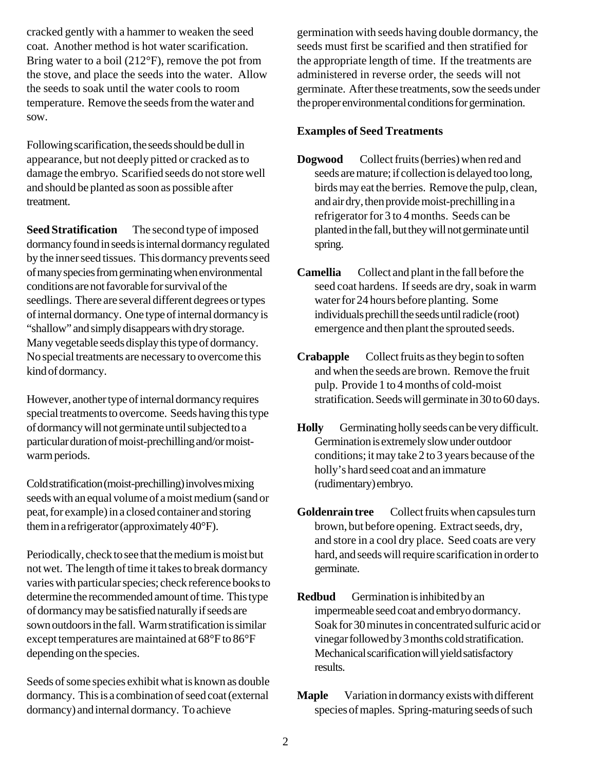cracked gently with a hammer to weaken the seed coat. Another method is hot water scarification. Bring water to a boil (212°F), remove the pot from the stove, and place the seeds into the water. Allow the seeds to soak until the water cools to room temperature. Remove the seeds from the water and sow.

Following scarification, the seeds should be dull in appearance, but not deeply pitted or cracked as to damage the embryo. Scarified seeds do not store well and should be planted as soon as possible after treatment.

**Seed Stratification** The second type of imposed dormancy found in seeds is internal dormancy regulated by the inner seed tissues. This dormancy prevents seed of many species from germinating when environmental conditions are not favorable for survival of the seedlings. There are several different degrees or types of internal dormancy. One type of internal dormancy is "shallow" and simply disappears with dry storage. Many vegetable seeds display this type of dormancy. No special treatments are necessary to overcome this kind of dormancy.

However, another type of internal dormancy requires special treatments to overcome. Seeds having this type of dormancy will not germinate until subjected to a particular duration of moist-prechilling and/or moist-warm periods.

Cold stratification (moist-prechilling) involves mixing seeds with an equal volume of a moist medium (sand or peat, for example) in a closed container and storing them in a refrigerator (approximately 40°F).

Periodically, check to see that the medium is moist but not wet. The length of time it takes to break dormancy varies with particular species; check reference books to determine the recommended amount of time. This type of dormancy may be satisfied naturally if seeds are sown outdoors in the fall. Warm stratification is similar except temperatures are maintained at 68°F to 86°F depending on the species.

Seeds of some species exhibit what is known as double dormancy. This is a combination of seed coat (external dormancy) and internal dormancy. To achieve germination with seeds having double dormancy, the seeds must first be scarified and then stratified for the appropriate length of time. If the treatments are administered in reverse order, the seeds will not germinate. After these treatments, sow the seeds under the proper environmental conditions for germination.

**Examples of Seed Treatments**

**Dogwood** Collect fruits (berries) when red and seeds are mature; if collection is delayed too long, birds may eat the berries. Remove the pulp, clean, and air dry, then provide moist-prechilling in a refrigerator for 3 to 4 months. Seeds can be planted in the fall, but they will not germinate until spring.

**Camellia** Collect and plant in the fall before the seed coat hardens. If seeds are dry, soak in warm water for 24 hours before planting. Some individuals prechill the seeds until radicle (root) emergence and then plant the sprouted seeds.

**Crabapple** Collect fruits as they begin to soften and when the seeds are brown. Remove the fruit pulp. Provide 1 to 4 months of cold-moist stratification. Seeds will germinate in 30 to 60 days.

**Holly** Germinating holly seeds can be very difficult. Germination is extremely slow under outdoor conditions; it may take 2 to 3 years because of the holly's hard seed coat and an immature (rudimentary) embryo.

**Goldenrain tree** Collect fruits when capsules turn brown, but before opening. Extract seeds, dry, and store in a cool dry place. Seed coats are very hard, and seeds will require scarification in order to germinate.

**Redbud** Germination is inhibited by an impermeable seed coat and embryo dormancy. Soak for 30 minutes in concentrated sulfuric acid or vinegar followed by 3 months cold stratification. Mechanical scarification will yield satisfactory results.

**Maple** Variation in dormancy exists with different species of maples. Spring-maturing seeds of such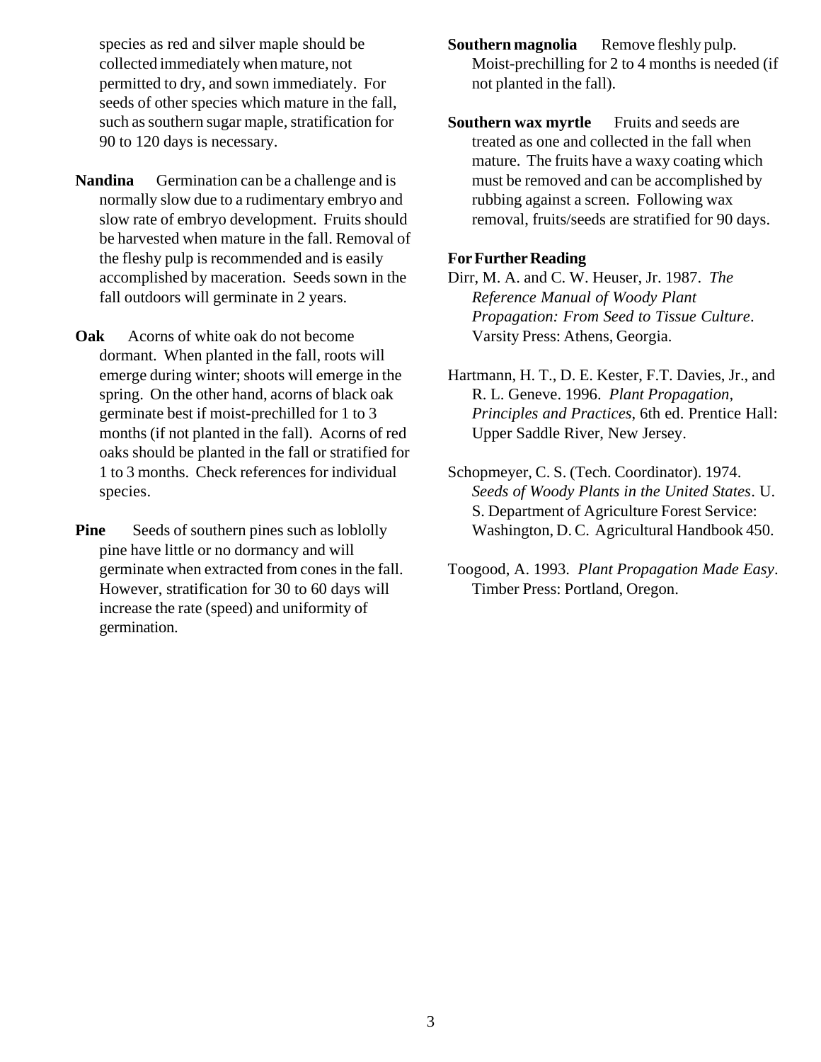species as red and silver maple should be collected immediately when mature, not permitted to dry, and sown immediately. For seeds of other species which mature in the fall, such as southern sugar maple, stratification for 90 to 120 days is necessary.

**Nandina** Germination can be a challenge and is normally slow due to a rudimentary embryo and slow rate of embryo development. Fruits should be harvested when mature in the fall. Removal of the fleshy pulp is recommended and is easily accomplished by maceration. Seeds sown in the fall outdoors will germinate in 2 years.

**Oak** Acorns of white oak do not become dormant. When planted in the fall, roots will emerge during winter; shoots will emerge in the spring. On the other hand, acorns of black oak germinate best if moist-prechilled for 1 to 3 months (if not planted in the fall). Acorns of red oaks should be planted in the fall or stratified for 1 to 3 months. Check references for individual species.

**Pine** Seeds of southern pines such as loblolly pine have little or no dormancy and will germinate when extracted from cones in the fall. However, stratification for 30 to 60 days will increase the rate (speed) and uniformity of germination.

**Southern magnolia** Remove fleshy pulp. Moist-prechilling for 2 to 4 months is needed (if not planted in the fall).

**Southern wax myrtle** Fruits and seeds are treated as one and collected in the fall when mature. The fruits have a waxy coating which must be removed and can be accomplished by rubbing against a screen. Following wax removal, fruits/seeds are stratified for 90 days.

**For Further Reading**

Dirr, M. A. and C. W. Heuser, Jr. 1987. *The Reference Manual of Woody Plant Propagation: From Seed to Tissue Culture*. Varsity Press: Athens, Georgia.

Hartmann, H. T., D. E. Kester, F.T. Davies, Jr., and R. L. Geneve. 1996. *Plant Propagation, Principles and Practices*, 6th ed. Prentice Hall: Upper Saddle River, New Jersey.

Schopmeyer, C. S. (Tech. Coordinator). 1974. *Seeds of Woody Plants in the United States*. U. S. Department of Agriculture Forest Service: Washington, D. C. Agricultural Handbook 450.

Toogood, A. 1993. *Plant Propagation Made Easy*. Timber Press: Portland, Oregon.